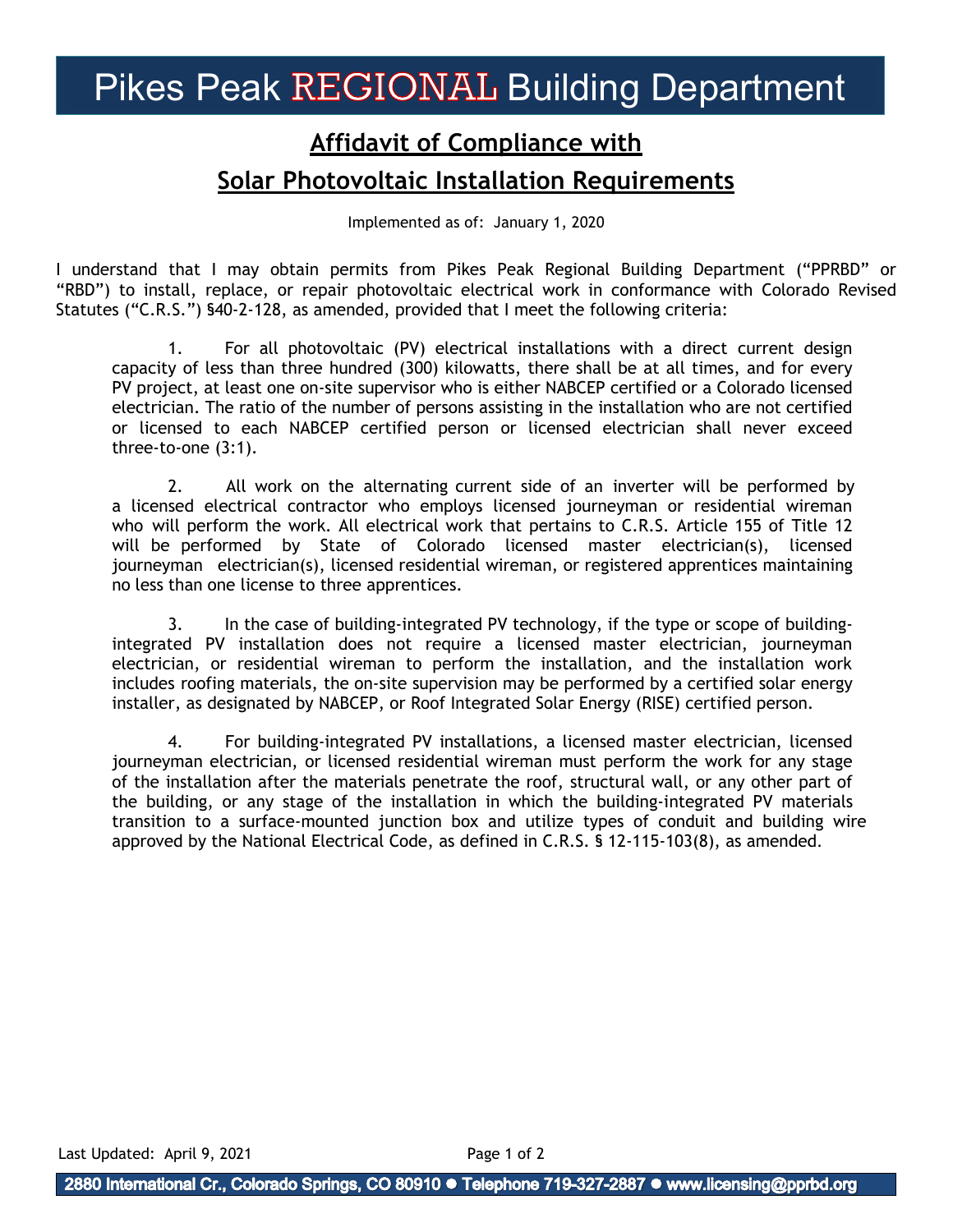# Pikes Peak REGIONAL Building Department

## Affidavit of Compliance with Solar Photovoltaic Installation Requirements

Implemented as of: January 1, 2020

I understand that I may obtain permits from Pikes Peak Regional Building Department ("PPRBD" or "RBD") to install, replace, or repair photovoltaic electrical work in conformance with Colorado Revised Statutes ("C.R.S.") §40-2-128, as amended, provided that I meet the following criteria:

1. For all photovoltaic (PV) electrical installations with a direct current design capacity of less than three hundred (300) kilowatts, there shall be at all times, and for every PV project, at least one on-site supervisor who is either NABCEP certified or a Colorado licensed electrician. The ratio of the number of persons assisting in the installation who are not certified or licensed to each NABCEP certified person or licensed electrician shall never exceed three-to-one (3:1).

2. All work on the alternating current side of an inverter will be performed by a licensed electrical contractor who employs licensed journeyman or residential wireman who will perform the work. All electrical work that pertains to C.R.S. Article 155 of Title 12 will be performed by State of Colorado licensed master electrician(s), licensed journeyman electrician(s), licensed residential wireman, or registered apprentices maintaining no less than one license to three apprentices.

3. In the case of building-integrated PV technology, if the type or scope of building-integrated PV installation does not require a licensed master electrician, journeyman electrician, or residential wireman to perform the installation, and the installation work includes roofing materials, the on-site supervision may be performed by a certified solar energy installer, as designated by NABCEP, or Roof Integrated Solar Energy (RISE) certified person.

4. For building-integrated PV installations, a licensed master electrician, licensed journeyman electrician, or licensed residential wireman must perform the work for any stage of the installation after the materials penetrate the roof, structural wall, or any other part of the building, or any stage of the installation in which the building-integrated PV materials transition to a surface-mounted junction box and utilize types of conduit and building wire approved by the National Electrical Code, as defined in C.R.S. § 12-115-103(8), as amended.

Last Updated: April 9, 2021

2880 International Cr., Colorado Springs, CO 80910 ● Telephone 719-327-2887 ● www.licensing@pprbd.org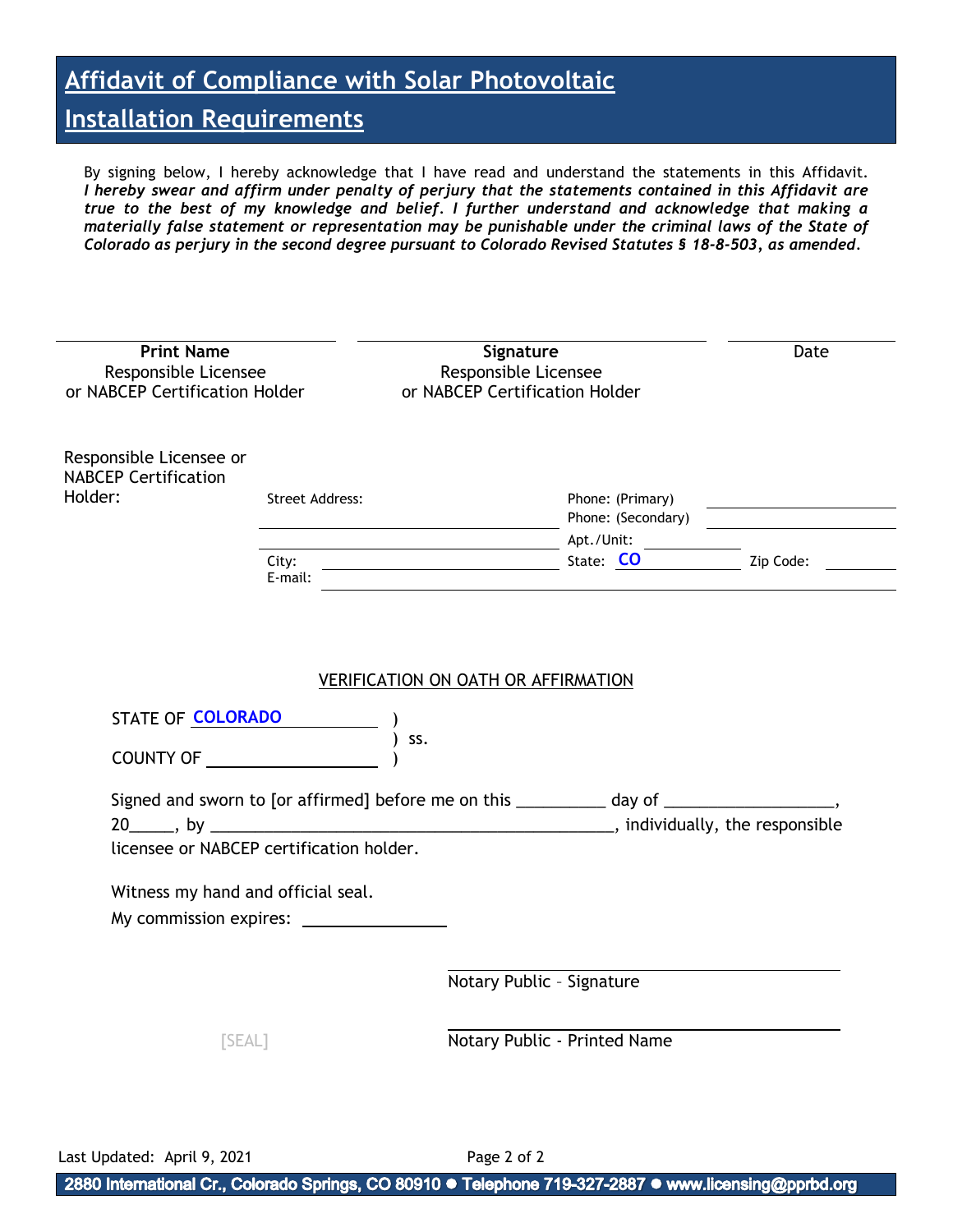# Affidavit of Compliance with Solar Photovoltaic Installation Requirements

By signing below, I hereby acknowledge that I have read and understand the statements in this Affidavit. ***I hereby swear and affirm under penalty of perjury that the statements contained in this Affidavit are true to the best of my knowledge and belief. I further understand and acknowledge that making a materially false statement or representation may be punishable under the criminal laws of the State of Colorado as perjury in the second degree pursuant to Colorado Revised Statutes § 18-8-503, as amended.***

| ______________________________ | ______________________________ | ______________ |
|---|---|---|
| **Print Name**<br>Responsible Licensee<br>or NABCEP Certification Holder | **Signature**<br>Responsible Licensee<br>or NABCEP Certification Holder | Date |

Responsible Licensee or NABCEP Certification Holder:

Street Address: ______________________________

______________________________

Phone: (Primary) ______________

Phone: (Secondary) ______________

Apt./Unit: __________

City: ______________________ State: **CO** __________ Zip Code: __________

E-mail: ______________________________

VERIFICATION ON OATH OR AFFIRMATION

STATE OF **COLORADO** )
) ss.
COUNTY OF ______________ )

Signed and sworn to [or affirmed] before me on this __________ day of __________________, 20_____, by _____________________________________________, individually, the responsible licensee or NABCEP certification holder.

Witness my hand and official seal.

My commission expires: ______________

______________________________
Notary Public – Signature

[SEAL]

______________________________
Notary Public - Printed Name

Last Updated: April 9, 2021

2880 International Cr., Colorado Springs, CO 80910 ● Telephone 719-327-2887 ● www.licensing@pprbd.org